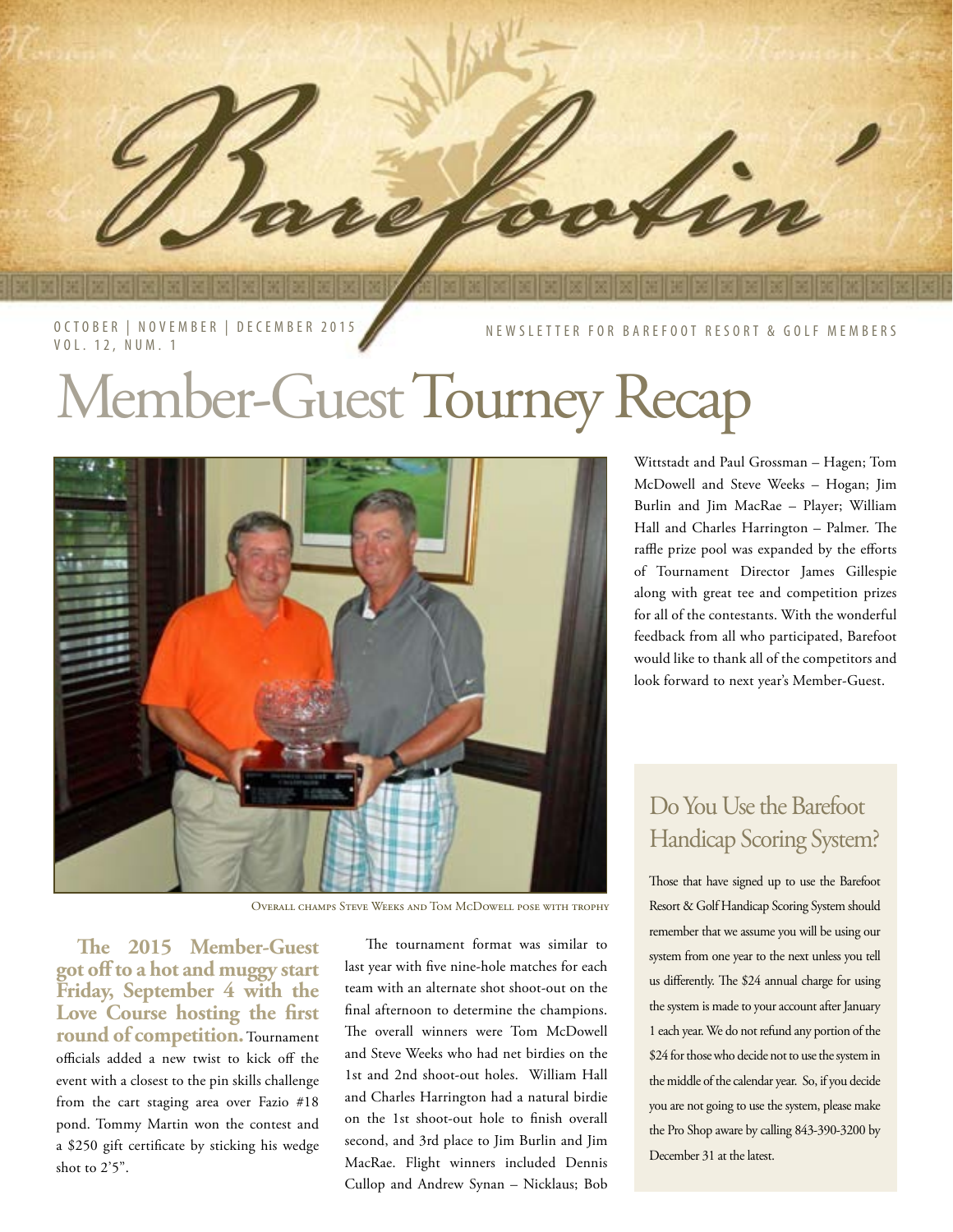# Barefootin'

OCTOBER | NOVEMBER | DECEMBER 2015
VOL. 12, NUM. 1

NEWSLETTER FOR BAREFOOT RESORT & GOLF MEMBERS

# Member-Guest Tourney Recap

OVERALL CHAMPS STEVE WEEKS AND TOM MCDOWELL POSE WITH TROPHY

**The 2015 Member-Guest got off to a hot and muggy start Friday, September 4 with the Love Course hosting the first round of competition.** Tournament officials added a new twist to kick off the event with a closest to the pin skills challenge from the cart staging area over Fazio #18 pond. Tommy Martin won the contest and a $250 gift certificate by sticking his wedge shot to 2'5".

The tournament format was similar to last year with five nine-hole matches for each team with an alternate shot shoot-out on the final afternoon to determine the champions. The overall winners were Tom McDowell and Steve Weeks who had net birdies on the 1st and 2nd shoot-out holes. William Hall and Charles Harrington had a natural birdie on the 1st shoot-out hole to finish overall second, and 3rd place to Jim Burlin and Jim MacRae. Flight winners included Dennis Cullop and Andrew Synan – Nicklaus; Bob Wittstadt and Paul Grossman – Hagen; Tom McDowell and Steve Weeks – Hogan; Jim Burlin and Jim MacRae – Player; William Hall and Charles Harrington – Palmer. The raffle prize pool was expanded by the efforts of Tournament Director James Gillespie along with great tee and competition prizes for all of the contestants. With the wonderful feedback from all who participated, Barefoot would like to thank all of the competitors and look forward to next year's Member-Guest.

## Do You Use the Barefoot Handicap Scoring System?

Those that have signed up to use the Barefoot Resort & Golf Handicap Scoring System should remember that we assume you will be using our system from one year to the next unless you tell us differently. The $24 annual charge for using the system is made to your account after January 1 each year. We do not refund any portion of the $24 for those who decide not to use the system in the middle of the calendar year. So, if you decide you are not going to use the system, please make the Pro Shop aware by calling 843-390-3200 by December 31 at the latest.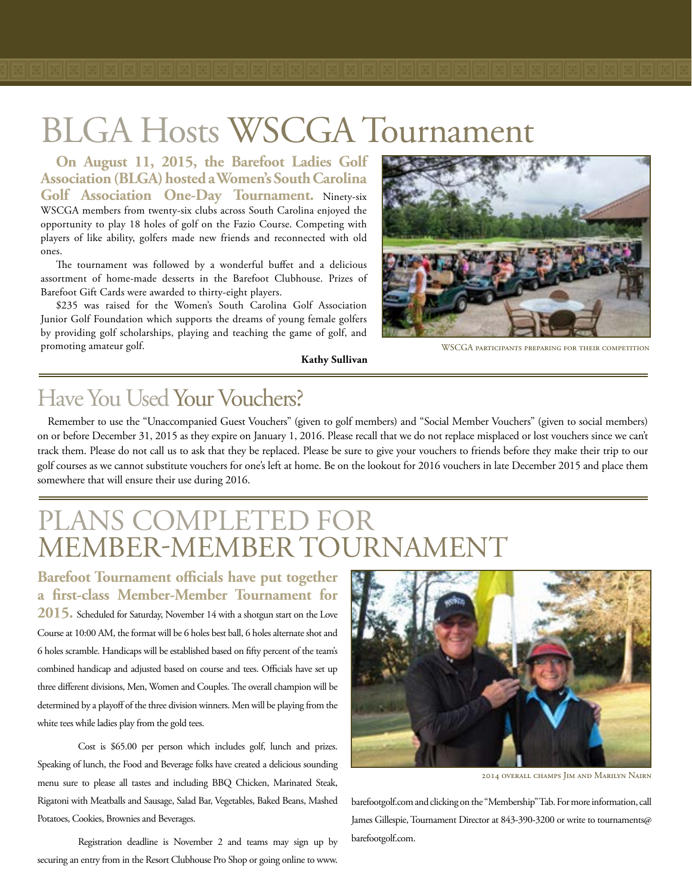# BLGA Hosts WSCGA Tournament

**On August 11, 2015, the Barefoot Ladies Golf Association (BLGA) hosted a Women's South Carolina Golf Association One-Day Tournament.** Ninety-six WSCGA members from twenty-six clubs across South Carolina enjoyed the opportunity to play 18 holes of golf on the Fazio Course. Competing with players of like ability, golfers made new friends and reconnected with old ones.

The tournament was followed by a wonderful buffet and a delicious assortment of home-made desserts in the Barefoot Clubhouse. Prizes of Barefoot Gift Cards were awarded to thirty-eight players.

$235 was raised for the Women's South Carolina Golf Association Junior Golf Foundation which supports the dreams of young female golfers by providing golf scholarships, playing and teaching the game of golf, and promoting amateur golf.

**Kathy Sullivan**

WSCGA participants preparing for their competition

## Have You Used Your Vouchers?

Remember to use the "Unaccompanied Guest Vouchers" (given to golf members) and "Social Member Vouchers" (given to social members) on or before December 31, 2015 as they expire on January 1, 2016. Please recall that we do not replace misplaced or lost vouchers since we can't track them. Please do not call us to ask that they be replaced. Please be sure to give your vouchers to friends before they make their trip to our golf courses as we cannot substitute vouchers for one's left at home. Be on the lookout for 2016 vouchers in late December 2015 and place them somewhere that will ensure their use during 2016.

# Plans Completed for Member-Member Tournament

**Barefoot Tournament officials have put together a first-class Member-Member Tournament for 2015.** Scheduled for Saturday, November 14 with a shotgun start on the Love Course at 10:00 AM, the format will be 6 holes best ball, 6 holes alternate shot and 6 holes scramble. Handicaps will be established based on fifty percent of the team's combined handicap and adjusted based on course and tees. Officials have set up three different divisions, Men, Women and Couples. The overall champion will be determined by a playoff of the three division winners. Men will be playing from the white tees while ladies play from the gold tees.

Cost is $65.00 per person which includes golf, lunch and prizes. Speaking of lunch, the Food and Beverage folks have created a delicious sounding menu sure to please all tastes and including BBQ Chicken, Marinated Steak, Rigatoni with Meatballs and Sausage, Salad Bar, Vegetables, Baked Beans, Mashed Potatoes, Cookies, Brownies and Beverages.

Registration deadline is November 2 and teams may sign up by securing an entry from in the Resort Clubhouse Pro Shop or going online to www.barefootgolf.com and clicking on the "Membership" Tab. For more information, call James Gillespie, Tournament Director at 843-390-3200 or write to tournaments@barefootgolf.com.

2014 overall champs Jim and Marilyn Nairn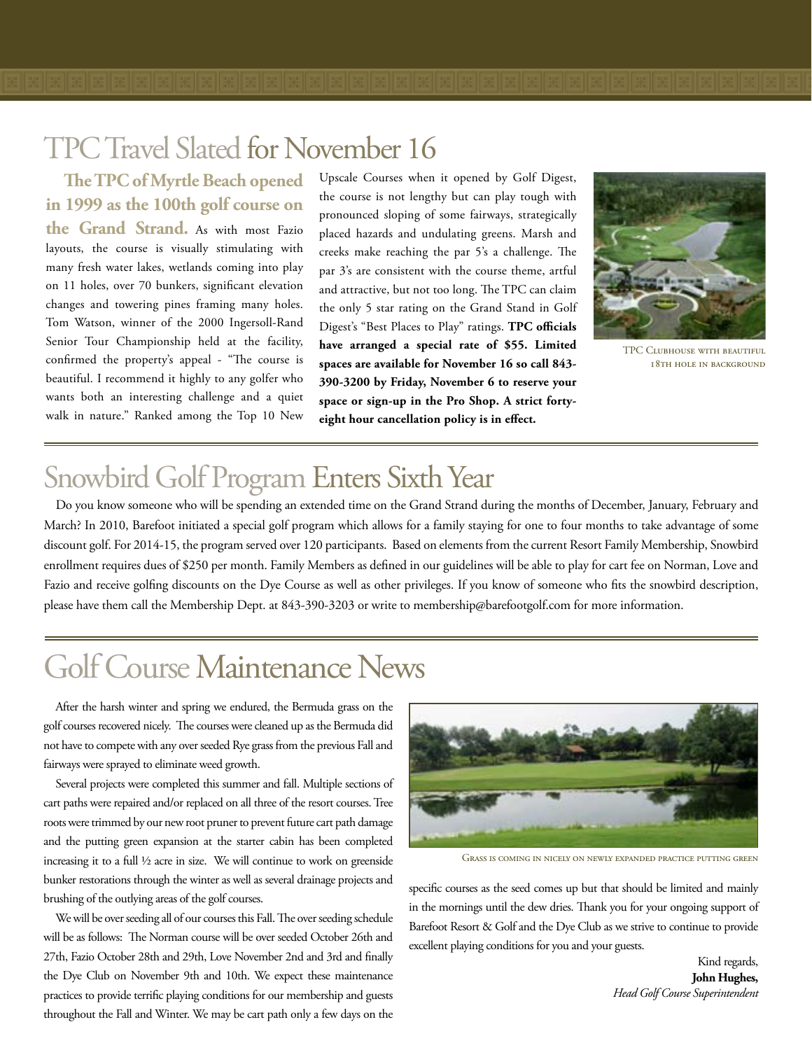# TPC Travel Slated for November 16

**The TPC of Myrtle Beach opened in 1999 as the 100th golf course on the Grand Strand.** As with most Fazio layouts, the course is visually stimulating with many fresh water lakes, wetlands coming into play on 11 holes, over 70 bunkers, significant elevation changes and towering pines framing many holes. Tom Watson, winner of the 2000 Ingersoll-Rand Senior Tour Championship held at the facility, confirmed the property's appeal - "The course is beautiful. I recommend it highly to any golfer who wants both an interesting challenge and a quiet walk in nature." Ranked among the Top 10 New Upscale Courses when it opened by Golf Digest, the course is not lengthy but can play tough with pronounced sloping of some fairways, strategically placed hazards and undulating greens. Marsh and creeks make reaching the par 5's a challenge. The par 3's are consistent with the course theme, artful and attractive, but not too long. The TPC can claim the only 5 star rating on the Grand Stand in Golf Digest's "Best Places to Play" ratings. **TPC officials have arranged a special rate of $55. Limited spaces are available for November 16 so call 843-390-3200 by Friday, November 6 to reserve your space or sign-up in the Pro Shop. A strict forty-eight hour cancellation policy is in effect.**

TPC Clubhouse with beautiful 18th hole in background

# Snowbird Golf Program Enters Sixth Year

Do you know someone who will be spending an extended time on the Grand Strand during the months of December, January, February and March? In 2010, Barefoot initiated a special golf program which allows for a family staying for one to four months to take advantage of some discount golf. For 2014-15, the program served over 120 participants. Based on elements from the current Resort Family Membership, Snowbird enrollment requires dues of $250 per month. Family Members as defined in our guidelines will be able to play for cart fee on Norman, Love and Fazio and receive golfing discounts on the Dye Course as well as other privileges. If you know of someone who fits the snowbird description, please have them call the Membership Dept. at 843-390-3203 or write to membership@barefootgolf.com for more information.

# Golf Course Maintenance News

After the harsh winter and spring we endured, the Bermuda grass on the golf courses recovered nicely. The courses were cleaned up as the Bermuda did not have to compete with any over seeded Rye grass from the previous Fall and fairways were sprayed to eliminate weed growth.

Several projects were completed this summer and fall. Multiple sections of cart paths were repaired and/or replaced on all three of the resort courses. Tree roots were trimmed by our new root pruner to prevent future cart path damage and the putting green expansion at the starter cabin has been completed increasing it to a full ½ acre in size. We will continue to work on greenside bunker restorations through the winter as well as several drainage projects and brushing of the outlying areas of the golf courses.

We will be over seeding all of our courses this Fall. The over seeding schedule will be as follows: The Norman course will be over seeded October 26th and 27th, Fazio October 28th and 29th, Love November 2nd and 3rd and finally the Dye Club on November 9th and 10th. We expect these maintenance practices to provide terrific playing conditions for our membership and guests throughout the Fall and Winter. We may be cart path only a few days on the specific courses as the seed comes up but that should be limited and mainly in the mornings until the dew dries. Thank you for your ongoing support of Barefoot Resort & Golf and the Dye Club as we strive to continue to provide excellent playing conditions for you and your guests.

Grass is coming in nicely on newly expanded practice putting green

Kind regards,
**John Hughes,**
*Head Golf Course Superintendent*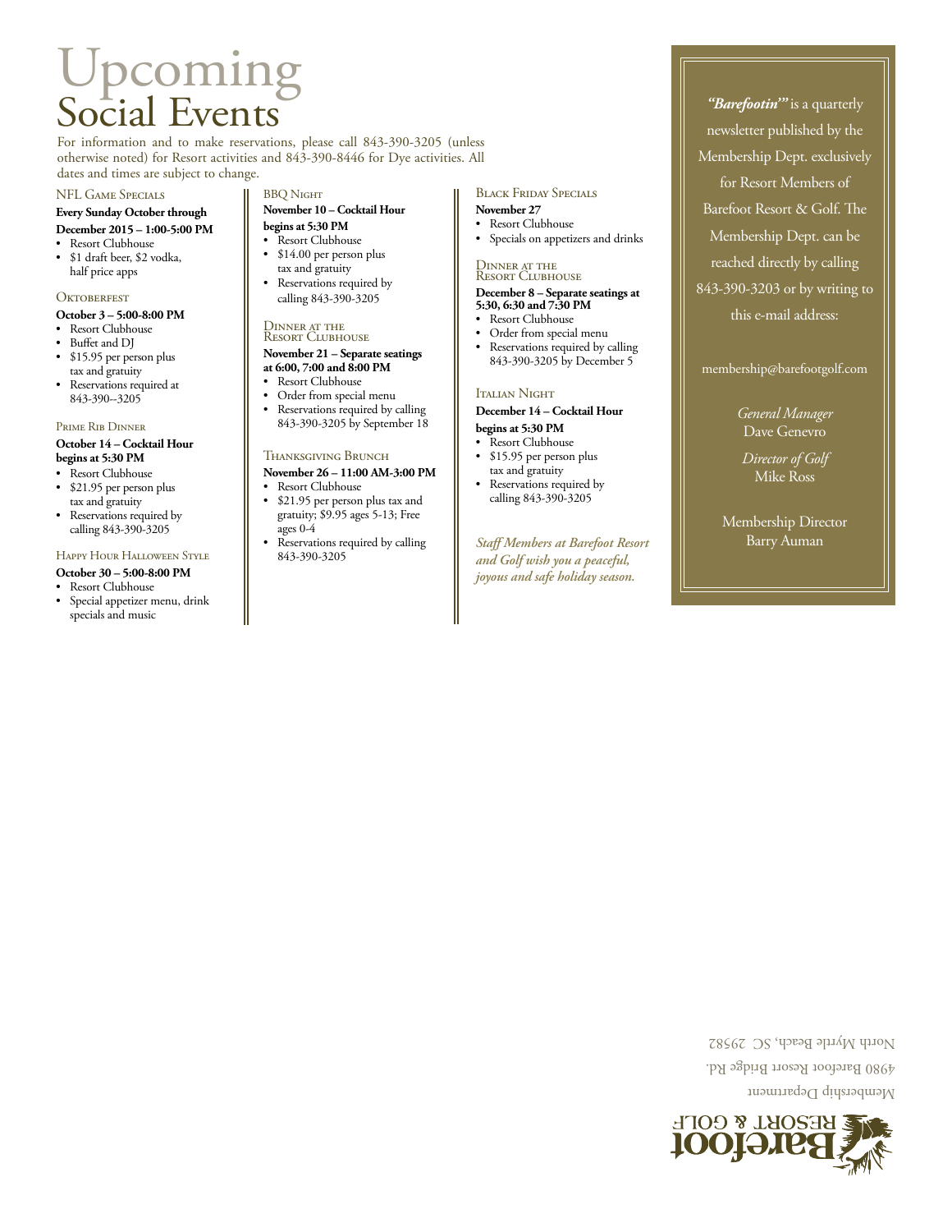# Upcoming Social Events

For information and to make reservations, please call 843-390-3205 (unless otherwise noted) for Resort activities and 843-390-8446 for Dye activities. All dates and times are subject to change.

### NFL Game Specials

**Every Sunday October through December 2015 – 1:00-5:00 PM**

- Resort Clubhouse
- $1 draft beer, $2 vodka, half price apps

### Oktoberfest

**October 3 – 5:00-8:00 PM**

- Resort Clubhouse
- Buffet and DJ
- $15.95 per person plus tax and gratuity
- Reservations required at 843-390--3205

### Prime Rib Dinner

**October 14 – Cocktail Hour begins at 5:30 PM**

- Resort Clubhouse
- $21.95 per person plus tax and gratuity
- Reservations required by calling 843-390-3205

### Happy Hour Halloween Style

**October 30 – 5:00-8:00 PM**

- Resort Clubhouse
- Special appetizer menu, drink specials and music

### BBQ Night

**November 10 – Cocktail Hour begins at 5:30 PM**

- Resort Clubhouse
- $14.00 per person plus tax and gratuity
- Reservations required by calling 843-390-3205

### Dinner at the Resort Clubhouse

**November 21 – Separate seatings at 6:00, 7:00 and 8:00 PM**

- Resort Clubhouse
- Order from special menu
- Reservations required by calling 843-390-3205 by September 18

### Thanksgiving Brunch

**November 26 – 11:00 AM-3:00 PM**

- Resort Clubhouse
- $21.95 per person plus tax and gratuity; $9.95 ages 5-13; Free ages 0-4
- Reservations required by calling 843-390-3205

### Black Friday Specials

**November 27**

- Resort Clubhouse
- Specials on appetizers and drinks

### Dinner at the Resort Clubhouse

**December 8 – Separate seatings at 5:30, 6:30 and 7:30 PM**

- Resort Clubhouse
- Order from special menu
- Reservations required by calling 843-390-3205 by December 5

### Italian Night

**December 14 – Cocktail Hour begins at 5:30 PM**

- Resort Clubhouse
- $15.95 per person plus tax and gratuity
- Reservations required by calling 843-390-3205

***Staff Members at Barefoot Resort and Golf wish you a peaceful, joyous and safe holiday season.***

---

***"Barefootin'"*** is a quarterly newsletter published by the Membership Dept. exclusively for Resort Members of Barefoot Resort & Golf. The Membership Dept. can be reached directly by calling 843-390-3203 or by writing to this e-mail address:

membership@barefootgolf.com

*General Manager*
Dave Genevro

*Director of Golf*
Mike Ross

Membership Director
Barry Auman

---

Barefoot Resort & Golf

Membership Department
4980 Barefoot Resort Bridge Rd.
North Myrtle Beach, SC 29582